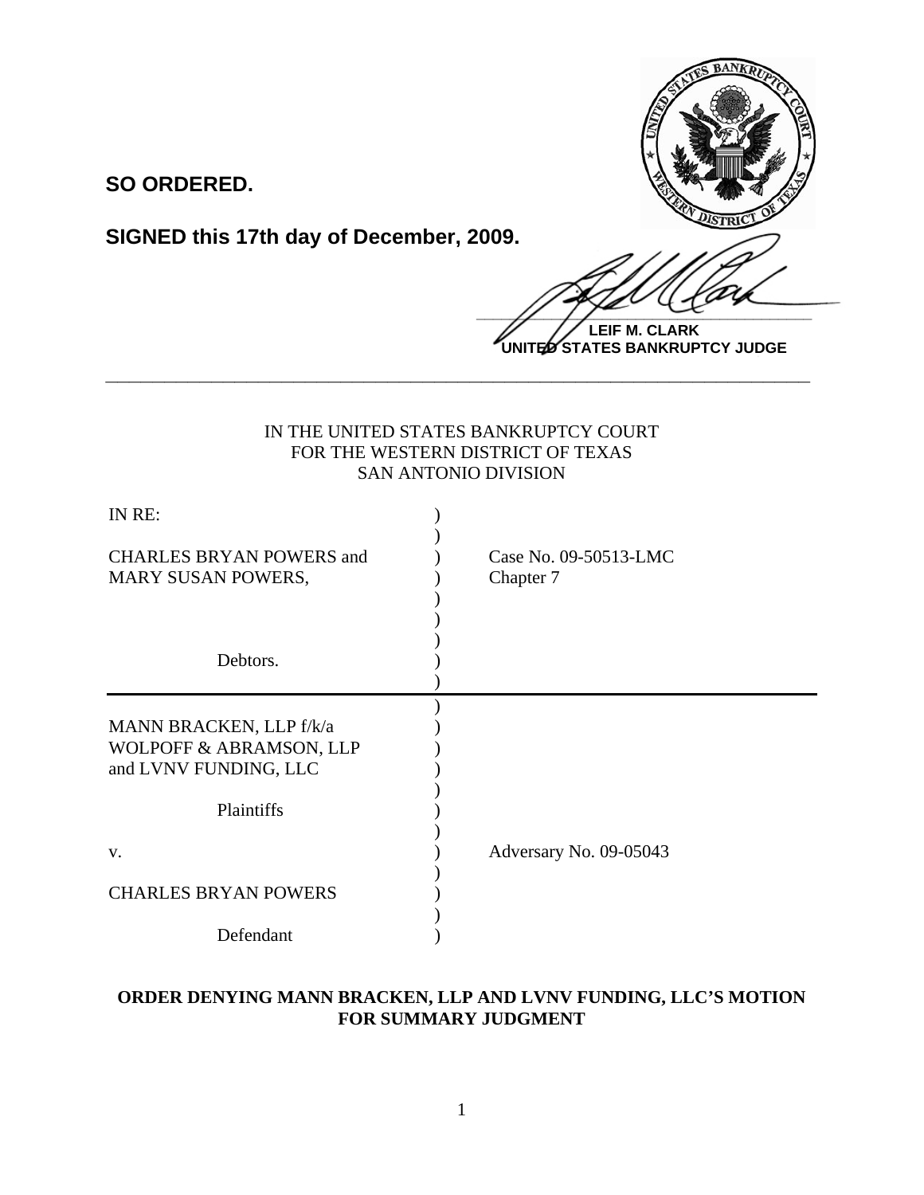**SO ORDERED.**

**SIGNED this 17th day of December, 2009.**

**LEIF M. CLARK**
**UNITED STATES BANKRUPTCY JUDGE**

---

IN THE UNITED STATES BANKRUPTCY COURT
FOR THE WESTERN DISTRICT OF TEXAS
SAN ANTONIO DIVISION

| | | |
|---|---|---|
| IN RE: | ) | |
| CHARLES BRYAN POWERS and MARY SUSAN POWERS, | ) | Case No. 09-50513-LMC Chapter 7 |
| Debtors. | ) | |
| MANN BRACKEN, LLP f/k/a WOLPOFF & ABRAMSON, LLP and LVNV FUNDING, LLC | ) | |
| Plaintiffs | ) | |
| v. | ) | Adversary No. 09-05043 |
| CHARLES BRYAN POWERS | ) | |
| Defendant | ) | |

**ORDER DENYING MANN BRACKEN, LLP AND LVNV FUNDING, LLC'S MOTION FOR SUMMARY JUDGMENT**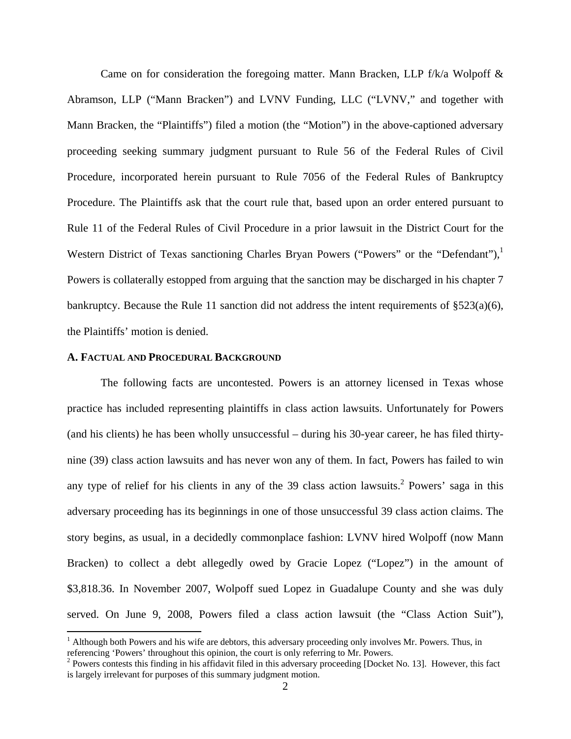Came on for consideration the foregoing matter. Mann Bracken, LLP f/k/a Wolpoff & Abramson, LLP ("Mann Bracken") and LVNV Funding, LLC ("LVNV," and together with Mann Bracken, the "Plaintiffs") filed a motion (the "Motion") in the above-captioned adversary proceeding seeking summary judgment pursuant to Rule 56 of the Federal Rules of Civil Procedure, incorporated herein pursuant to Rule 7056 of the Federal Rules of Bankruptcy Procedure. The Plaintiffs ask that the court rule that, based upon an order entered pursuant to Rule 11 of the Federal Rules of Civil Procedure in a prior lawsuit in the District Court for the Western District of Texas sanctioning Charles Bryan Powers ("Powers" or the "Defendant"),[1] Powers is collaterally estopped from arguing that the sanction may be discharged in his chapter 7 bankruptcy. Because the Rule 11 sanction did not address the intent requirements of §523(a)(6), the Plaintiffs' motion is denied.

## A. Factual and Procedural Background

The following facts are uncontested. Powers is an attorney licensed in Texas whose practice has included representing plaintiffs in class action lawsuits. Unfortunately for Powers (and his clients) he has been wholly unsuccessful – during his 30-year career, he has filed thirty-nine (39) class action lawsuits and has never won any of them. In fact, Powers has failed to win any type of relief for his clients in any of the 39 class action lawsuits.[2] Powers' saga in this adversary proceeding has its beginnings in one of those unsuccessful 39 class action claims. The story begins, as usual, in a decidedly commonplace fashion: LVNV hired Wolpoff (now Mann Bracken) to collect a debt allegedly owed by Gracie Lopez ("Lopez") in the amount of $3,818.36. In November 2007, Wolpoff sued Lopez in Guadalupe County and she was duly served. On June 9, 2008, Powers filed a class action lawsuit (the "Class Action Suit"),

[1] Although both Powers and his wife are debtors, this adversary proceeding only involves Mr. Powers. Thus, in referencing 'Powers' throughout this opinion, the court is only referring to Mr. Powers.

[2] Powers contests this finding in his affidavit filed in this adversary proceeding [Docket No. 13]. However, this fact is largely irrelevant for purposes of this summary judgment motion.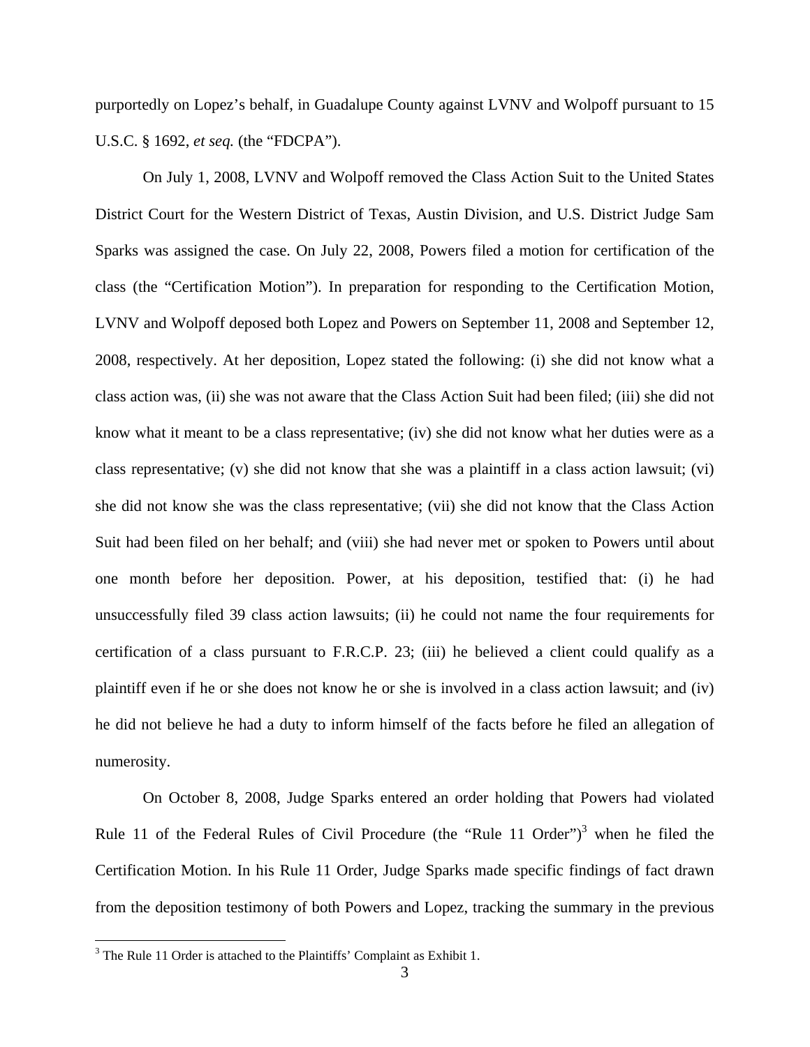purportedly on Lopez's behalf, in Guadalupe County against LVNV and Wolpoff pursuant to 15 U.S.C. § 1692, *et seq.* (the "FDCPA").

On July 1, 2008, LVNV and Wolpoff removed the Class Action Suit to the United States District Court for the Western District of Texas, Austin Division, and U.S. District Judge Sam Sparks was assigned the case. On July 22, 2008, Powers filed a motion for certification of the class (the "Certification Motion"). In preparation for responding to the Certification Motion, LVNV and Wolpoff deposed both Lopez and Powers on September 11, 2008 and September 12, 2008, respectively. At her deposition, Lopez stated the following: (i) she did not know what a class action was, (ii) she was not aware that the Class Action Suit had been filed; (iii) she did not know what it meant to be a class representative; (iv) she did not know what her duties were as a class representative; (v) she did not know that she was a plaintiff in a class action lawsuit; (vi) she did not know she was the class representative; (vii) she did not know that the Class Action Suit had been filed on her behalf; and (viii) she had never met or spoken to Powers until about one month before her deposition. Power, at his deposition, testified that: (i) he had unsuccessfully filed 39 class action lawsuits; (ii) he could not name the four requirements for certification of a class pursuant to F.R.C.P. 23; (iii) he believed a client could qualify as a plaintiff even if he or she does not know he or she is involved in a class action lawsuit; and (iv) he did not believe he had a duty to inform himself of the facts before he filed an allegation of numerosity.

On October 8, 2008, Judge Sparks entered an order holding that Powers had violated Rule 11 of the Federal Rules of Civil Procedure (the "Rule 11 Order")[3] when he filed the Certification Motion. In his Rule 11 Order, Judge Sparks made specific findings of fact drawn from the deposition testimony of both Powers and Lopez, tracking the summary in the previous

[3] The Rule 11 Order is attached to the Plaintiffs' Complaint as Exhibit 1.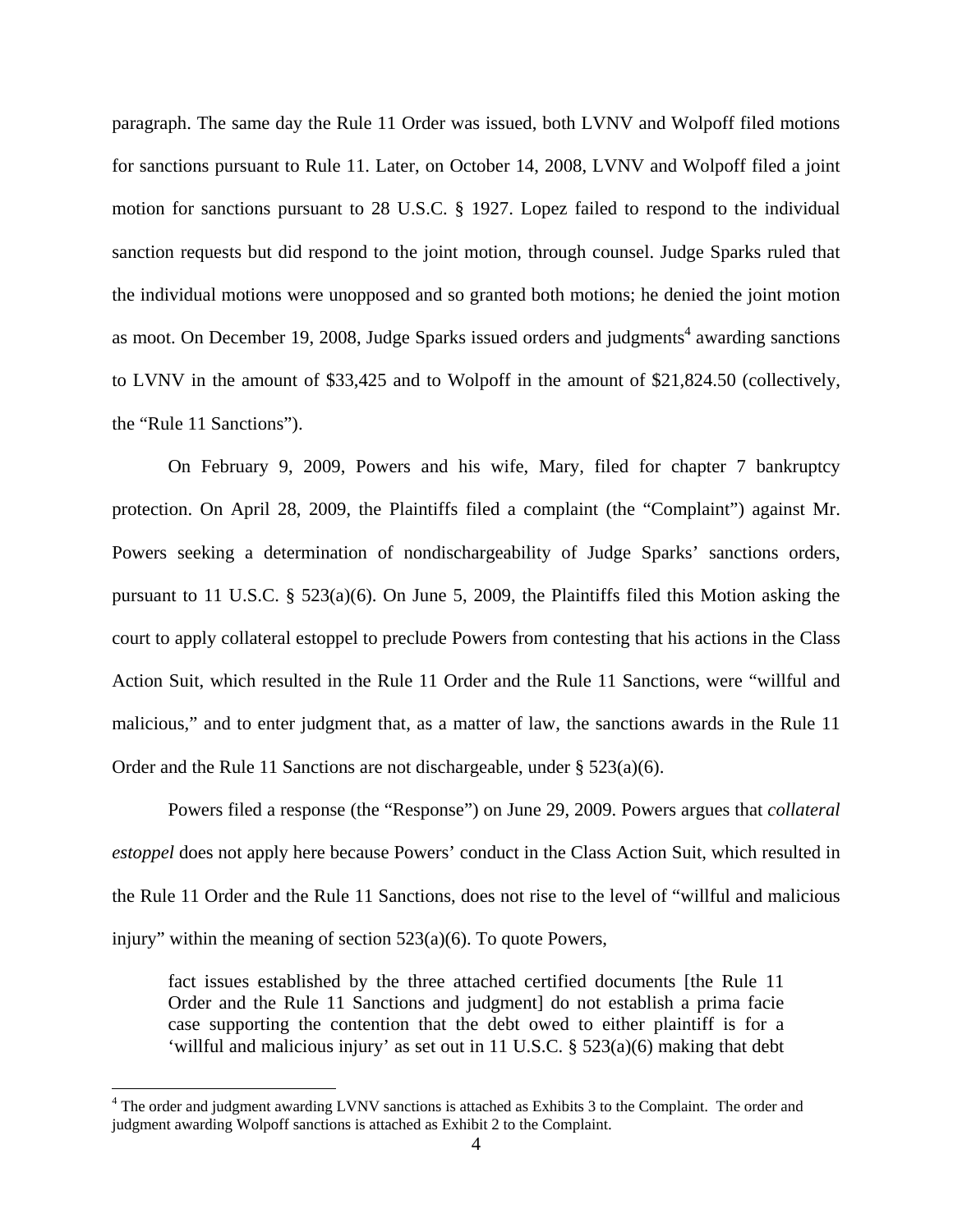paragraph. The same day the Rule 11 Order was issued, both LVNV and Wolpoff filed motions for sanctions pursuant to Rule 11. Later, on October 14, 2008, LVNV and Wolpoff filed a joint motion for sanctions pursuant to 28 U.S.C. § 1927. Lopez failed to respond to the individual sanction requests but did respond to the joint motion, through counsel. Judge Sparks ruled that the individual motions were unopposed and so granted both motions; he denied the joint motion as moot. On December 19, 2008, Judge Sparks issued orders and judgments[4] awarding sanctions to LVNV in the amount of $33,425 and to Wolpoff in the amount of $21,824.50 (collectively, the "Rule 11 Sanctions").

On February 9, 2009, Powers and his wife, Mary, filed for chapter 7 bankruptcy protection. On April 28, 2009, the Plaintiffs filed a complaint (the "Complaint") against Mr. Powers seeking a determination of nondischargeability of Judge Sparks' sanctions orders, pursuant to 11 U.S.C. § 523(a)(6). On June 5, 2009, the Plaintiffs filed this Motion asking the court to apply collateral estoppel to preclude Powers from contesting that his actions in the Class Action Suit, which resulted in the Rule 11 Order and the Rule 11 Sanctions, were "willful and malicious," and to enter judgment that, as a matter of law, the sanctions awards in the Rule 11 Order and the Rule 11 Sanctions are not dischargeable, under § 523(a)(6).

Powers filed a response (the "Response") on June 29, 2009. Powers argues that *collateral estoppel* does not apply here because Powers' conduct in the Class Action Suit, which resulted in the Rule 11 Order and the Rule 11 Sanctions, does not rise to the level of "willful and malicious injury" within the meaning of section 523(a)(6). To quote Powers,

> fact issues established by the three attached certified documents [the Rule 11 Order and the Rule 11 Sanctions and judgment] do not establish a prima facie case supporting the contention that the debt owed to either plaintiff is for a 'willful and malicious injury' as set out in 11 U.S.C. § 523(a)(6) making that debt

[4] The order and judgment awarding LVNV sanctions is attached as Exhibits 3 to the Complaint. The order and judgment awarding Wolpoff sanctions is attached as Exhibit 2 to the Complaint.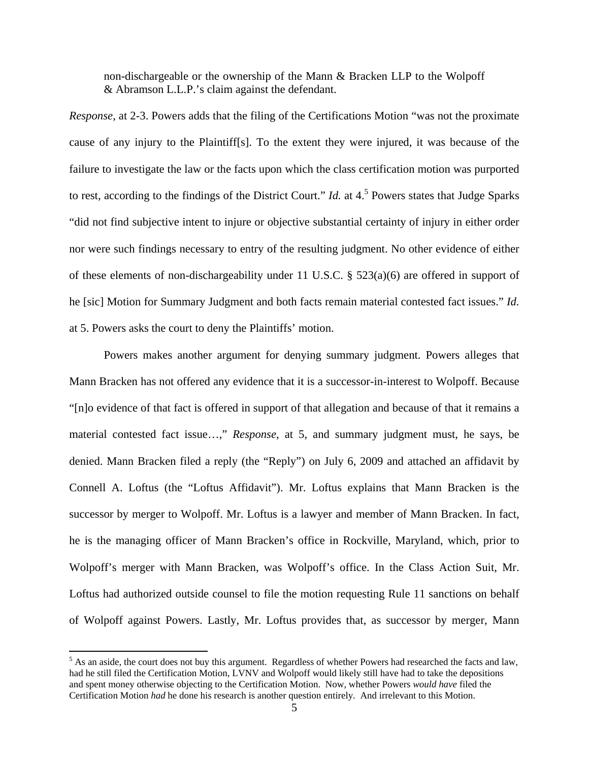non-dischargeable or the ownership of the Mann & Bracken LLP to the Wolpoff & Abramson L.L.P.'s claim against the defendant.

*Response*, at 2-3. Powers adds that the filing of the Certifications Motion "was not the proximate cause of any injury to the Plaintiff[s]. To the extent they were injured, it was because of the failure to investigate the law or the facts upon which the class certification motion was purported to rest, according to the findings of the District Court." *Id.* at 4.[5] Powers states that Judge Sparks "did not find subjective intent to injure or objective substantial certainty of injury in either order nor were such findings necessary to entry of the resulting judgment. No other evidence of either of these elements of non-dischargeability under 11 U.S.C. § 523(a)(6) are offered in support of he [sic] Motion for Summary Judgment and both facts remain material contested fact issues." *Id.* at 5. Powers asks the court to deny the Plaintiffs' motion.

Powers makes another argument for denying summary judgment. Powers alleges that Mann Bracken has not offered any evidence that it is a successor-in-interest to Wolpoff. Because "[n]o evidence of that fact is offered in support of that allegation and because of that it remains a material contested fact issue…," *Response*, at 5, and summary judgment must, he says, be denied. Mann Bracken filed a reply (the "Reply") on July 6, 2009 and attached an affidavit by Connell A. Loftus (the "Loftus Affidavit"). Mr. Loftus explains that Mann Bracken is the successor by merger to Wolpoff. Mr. Loftus is a lawyer and member of Mann Bracken. In fact, he is the managing officer of Mann Bracken's office in Rockville, Maryland, which, prior to Wolpoff's merger with Mann Bracken, was Wolpoff's office. In the Class Action Suit, Mr. Loftus had authorized outside counsel to file the motion requesting Rule 11 sanctions on behalf of Wolpoff against Powers. Lastly, Mr. Loftus provides that, as successor by merger, Mann

[5] As an aside, the court does not buy this argument. Regardless of whether Powers had researched the facts and law, had he still filed the Certification Motion, LVNV and Wolpoff would likely still have had to take the depositions and spent money otherwise objecting to the Certification Motion. Now, whether Powers *would have* filed the Certification Motion *had* he done his research is another question entirely. And irrelevant to this Motion.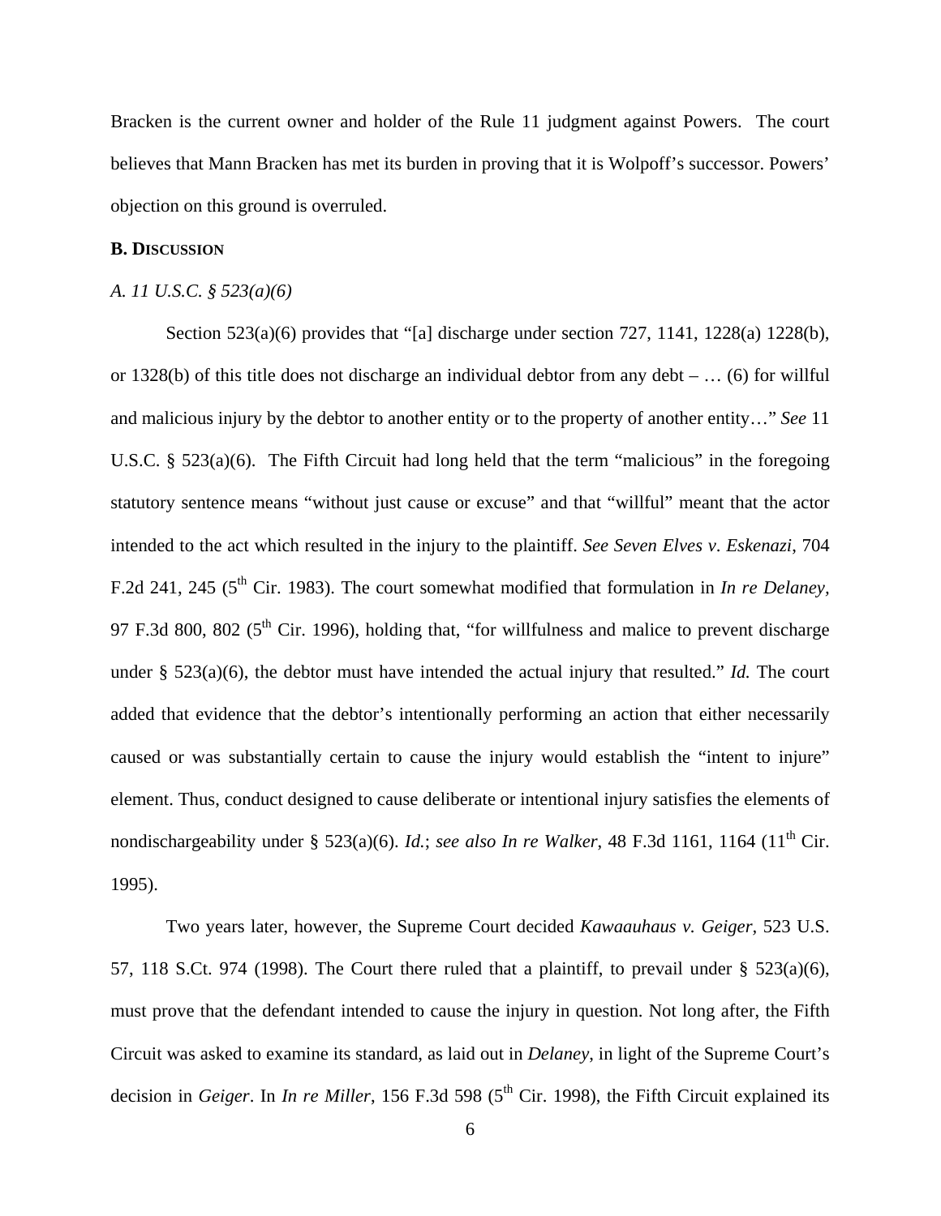Bracken is the current owner and holder of the Rule 11 judgment against Powers. The court believes that Mann Bracken has met its burden in proving that it is Wolpoff's successor. Powers' objection on this ground is overruled.

**B. DISCUSSION**

*A. 11 U.S.C. § 523(a)(6)*

Section 523(a)(6) provides that "[a] discharge under section 727, 1141, 1228(a) 1228(b), or 1328(b) of this title does not discharge an individual debtor from any debt – … (6) for willful and malicious injury by the debtor to another entity or to the property of another entity…" *See* 11 U.S.C. § 523(a)(6). The Fifth Circuit had long held that the term "malicious" in the foregoing statutory sentence means "without just cause or excuse" and that "willful" meant that the actor intended to the act which resulted in the injury to the plaintiff. *See Seven Elves v. Eskenazi*, 704 F.2d 241, 245 (5th Cir. 1983). The court somewhat modified that formulation in *In re Delaney*, 97 F.3d 800, 802 (5th Cir. 1996), holding that, "for willfulness and malice to prevent discharge under § 523(a)(6), the debtor must have intended the actual injury that resulted." *Id.* The court added that evidence that the debtor's intentionally performing an action that either necessarily caused or was substantially certain to cause the injury would establish the "intent to injure" element. Thus, conduct designed to cause deliberate or intentional injury satisfies the elements of nondischargeability under § 523(a)(6). *Id.*; *see also In re Walker*, 48 F.3d 1161, 1164 (11th Cir. 1995).

Two years later, however, the Supreme Court decided *Kawaauhaus v. Geiger*, 523 U.S. 57, 118 S.Ct. 974 (1998). The Court there ruled that a plaintiff, to prevail under § 523(a)(6), must prove that the defendant intended to cause the injury in question. Not long after, the Fifth Circuit was asked to examine its standard, as laid out in *Delaney*, in light of the Supreme Court's decision in *Geiger*. In *In re Miller*, 156 F.3d 598 (5th Cir. 1998), the Fifth Circuit explained its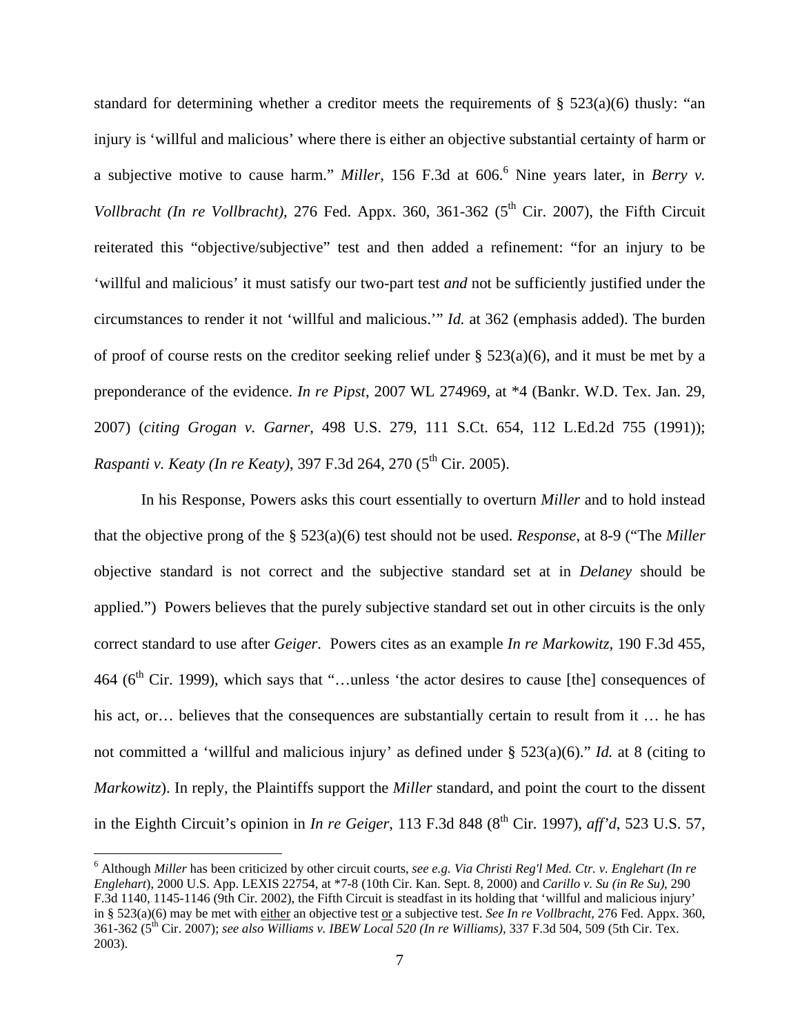standard for determining whether a creditor meets the requirements of § 523(a)(6) thusly: "an injury is 'willful and malicious' where there is either an objective substantial certainty of harm or a subjective motive to cause harm." *Miller*, 156 F.3d at 606.[6] Nine years later, in *Berry v. Vollbracht (In re Vollbracht)*, 276 Fed. Appx. 360, 361-362 (5th Cir. 2007), the Fifth Circuit reiterated this "objective/subjective" test and then added a refinement: "for an injury to be 'willful and malicious' it must satisfy our two-part test *and* not be sufficiently justified under the circumstances to render it not 'willful and malicious.'" *Id.* at 362 (emphasis added). The burden of proof of course rests on the creditor seeking relief under § 523(a)(6), and it must be met by a preponderance of the evidence. *In re Pipst*, 2007 WL 274969, at *4 (Bankr. W.D. Tex. Jan. 29, 2007) (*citing Grogan v. Garner*, 498 U.S. 279, 111 S.Ct. 654, 112 L.Ed.2d 755 (1991)); *Raspanti v. Keaty (In re Keaty)*, 397 F.3d 264, 270 (5th Cir. 2005).

In his Response, Powers asks this court essentially to overturn *Miller* and to hold instead that the objective prong of the § 523(a)(6) test should not be used. *Response*, at 8-9 ("The *Miller* objective standard is not correct and the subjective standard set at in *Delaney* should be applied.") Powers believes that the purely subjective standard set out in other circuits is the only correct standard to use after *Geiger*. Powers cites as an example *In re Markowitz*, 190 F.3d 455, 464 (6th Cir. 1999), which says that "…unless 'the actor desires to cause [the] consequences of his act, or… believes that the consequences are substantially certain to result from it … he has not committed a 'willful and malicious injury' as defined under § 523(a)(6)." *Id.* at 8 (citing to *Markowitz*). In reply, the Plaintiffs support the *Miller* standard, and point the court to the dissent in the Eighth Circuit's opinion in *In re Geiger*, 113 F.3d 848 (8th Cir. 1997), *aff'd*, 523 U.S. 57,

---

[6] Although *Miller* has been criticized by other circuit courts, *see e.g. Via Christi Reg'l Med. Ctr. v. Englehart (In re Englehart*), 2000 U.S. App. LEXIS 22754, at *7-8 (10th Cir. Kan. Sept. 8, 2000) and *Carillo v. Su (in Re Su)*, 290 F.3d 1140, 1145-1146 (9th Cir. 2002), the Fifth Circuit is steadfast in its holding that 'willful and malicious injury' in § 523(a)(6) may be met with either an objective test or a subjective test. *See In re Vollbracht*, 276 Fed. Appx. 360, 361-362 (5th Cir. 2007); *see also Williams v. IBEW Local 520 (In re Williams)*, 337 F.3d 504, 509 (5th Cir. Tex. 2003).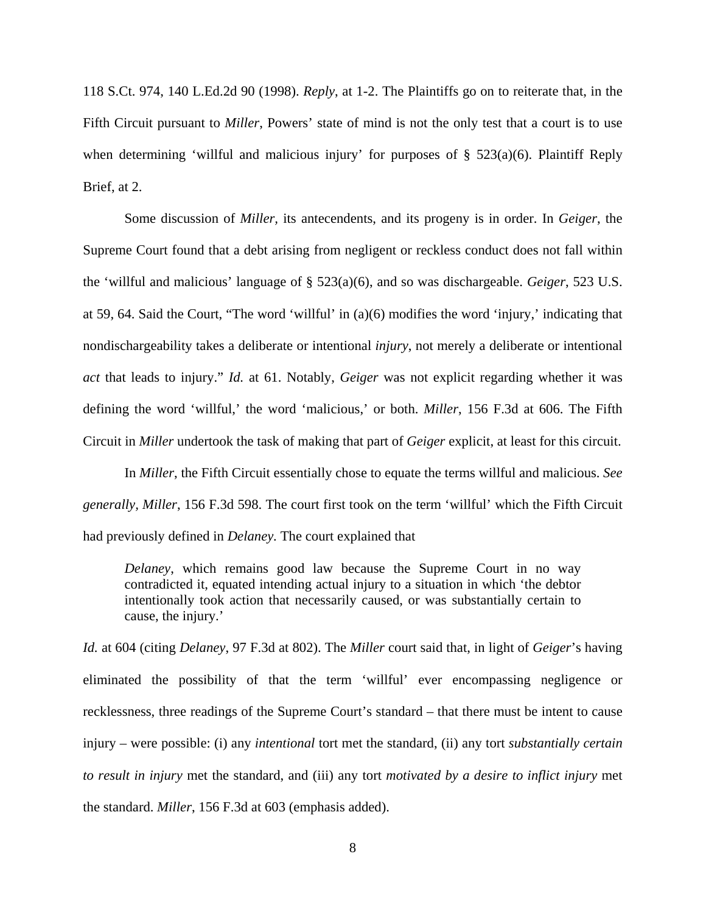118 S.Ct. 974, 140 L.Ed.2d 90 (1998). *Reply*, at 1-2. The Plaintiffs go on to reiterate that, in the Fifth Circuit pursuant to *Miller*, Powers' state of mind is not the only test that a court is to use when determining 'willful and malicious injury' for purposes of § 523(a)(6). Plaintiff Reply Brief, at 2.

Some discussion of *Miller*, its antecendents, and its progeny is in order. In *Geiger*, the Supreme Court found that a debt arising from negligent or reckless conduct does not fall within the 'willful and malicious' language of § 523(a)(6), and so was dischargeable. *Geiger*, 523 U.S. at 59, 64. Said the Court, "The word 'willful' in (a)(6) modifies the word 'injury,' indicating that nondischargeability takes a deliberate or intentional *injury*, not merely a deliberate or intentional *act* that leads to injury." *Id.* at 61. Notably, *Geiger* was not explicit regarding whether it was defining the word 'willful,' the word 'malicious,' or both. *Miller*, 156 F.3d at 606. The Fifth Circuit in *Miller* undertook the task of making that part of *Geiger* explicit, at least for this circuit.

In *Miller*, the Fifth Circuit essentially chose to equate the terms willful and malicious. *See generally, Miller*, 156 F.3d 598. The court first took on the term 'willful' which the Fifth Circuit had previously defined in *Delaney*. The court explained that

> *Delaney*, which remains good law because the Supreme Court in no way contradicted it, equated intending actual injury to a situation in which 'the debtor intentionally took action that necessarily caused, or was substantially certain to cause, the injury.'

*Id.* at 604 (citing *Delaney*, 97 F.3d at 802). The *Miller* court said that, in light of *Geiger*'s having eliminated the possibility of that the term 'willful' ever encompassing negligence or recklessness, three readings of the Supreme Court's standard – that there must be intent to cause injury – were possible: (i) any *intentional* tort met the standard, (ii) any tort *substantially certain to result in injury* met the standard, and (iii) any tort *motivated by a desire to inflict injury* met the standard. *Miller*, 156 F.3d at 603 (emphasis added).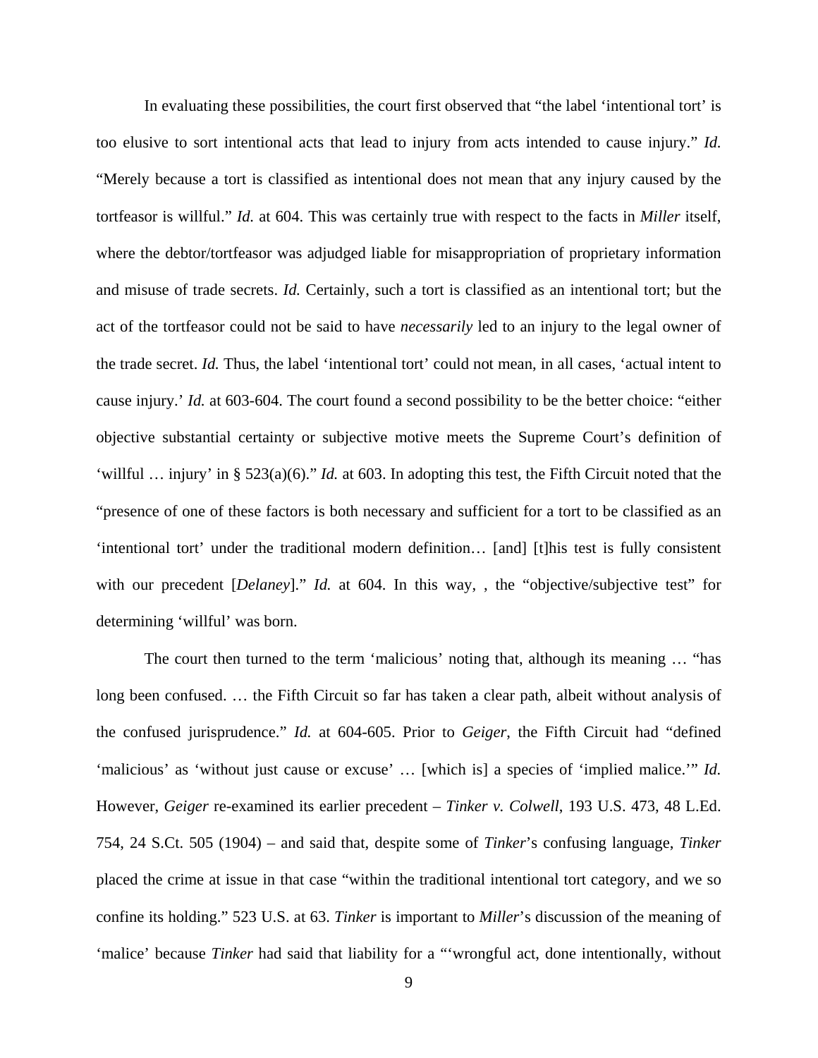In evaluating these possibilities, the court first observed that "the label 'intentional tort' is too elusive to sort intentional acts that lead to injury from acts intended to cause injury." *Id.* "Merely because a tort is classified as intentional does not mean that any injury caused by the tortfeasor is willful." *Id.* at 604. This was certainly true with respect to the facts in *Miller* itself, where the debtor/tortfeasor was adjudged liable for misappropriation of proprietary information and misuse of trade secrets. *Id.* Certainly, such a tort is classified as an intentional tort; but the act of the tortfeasor could not be said to have *necessarily* led to an injury to the legal owner of the trade secret. *Id.* Thus, the label 'intentional tort' could not mean, in all cases, 'actual intent to cause injury.' *Id.* at 603-604. The court found a second possibility to be the better choice: "either objective substantial certainty or subjective motive meets the Supreme Court's definition of 'willful … injury' in § 523(a)(6)." *Id.* at 603. In adopting this test, the Fifth Circuit noted that the "presence of one of these factors is both necessary and sufficient for a tort to be classified as an 'intentional tort' under the traditional modern definition… [and] [t]his test is fully consistent with our precedent [*Delaney*]." *Id.* at 604. In this way, , the "objective/subjective test" for determining 'willful' was born.

The court then turned to the term 'malicious' noting that, although its meaning … "has long been confused. … the Fifth Circuit so far has taken a clear path, albeit without analysis of the confused jurisprudence." *Id.* at 604-605. Prior to *Geiger*, the Fifth Circuit had "defined 'malicious' as 'without just cause or excuse' … [which is] a species of 'implied malice.'" *Id.* However, *Geiger* re-examined its earlier precedent – *Tinker v. Colwell*, 193 U.S. 473, 48 L.Ed. 754, 24 S.Ct. 505 (1904) – and said that, despite some of *Tinker*'s confusing language, *Tinker* placed the crime at issue in that case "within the traditional intentional tort category, and we so confine its holding." 523 U.S. at 63. *Tinker* is important to *Miller*'s discussion of the meaning of 'malice' because *Tinker* had said that liability for a "'wrongful act, done intentionally, without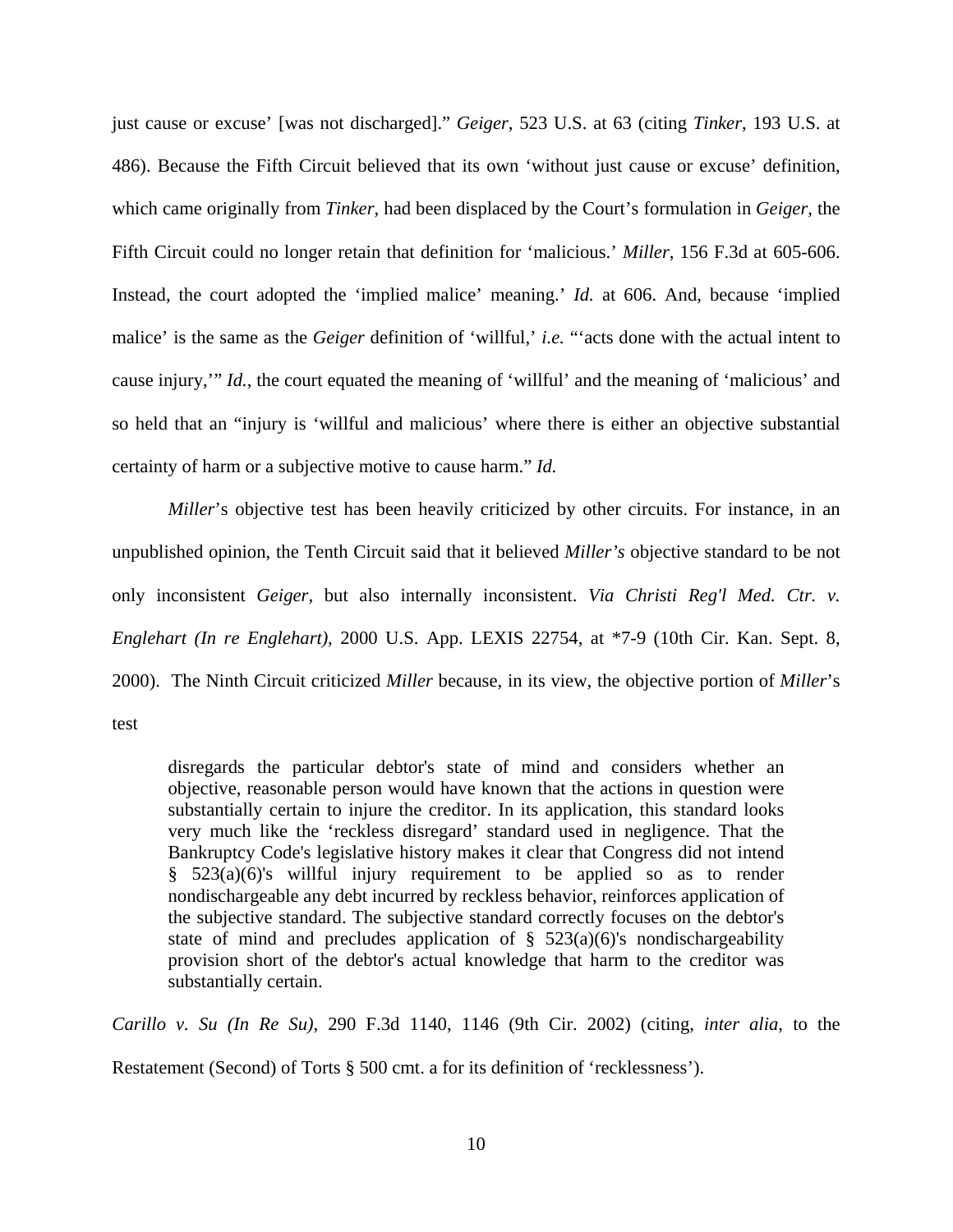just cause or excuse' [was not discharged]." *Geiger*, 523 U.S. at 63 (citing *Tinker*, 193 U.S. at 486). Because the Fifth Circuit believed that its own 'without just cause or excuse' definition, which came originally from *Tinker*, had been displaced by the Court's formulation in *Geiger*, the Fifth Circuit could no longer retain that definition for 'malicious.' *Miller*, 156 F.3d at 605-606. Instead, the court adopted the 'implied malice' meaning.' *Id.* at 606. And, because 'implied malice' is the same as the *Geiger* definition of 'willful,' *i.e.* "'acts done with the actual intent to cause injury,'" *Id.*, the court equated the meaning of 'willful' and the meaning of 'malicious' and so held that an "injury is 'willful and malicious' where there is either an objective substantial certainty of harm or a subjective motive to cause harm." *Id.*

*Miller*'s objective test has been heavily criticized by other circuits. For instance, in an unpublished opinion, the Tenth Circuit said that it believed *Miller's* objective standard to be not only inconsistent *Geiger*, but also internally inconsistent. *Via Christi Reg'l Med. Ctr. v. Englehart (In re Englehart)*, 2000 U.S. App. LEXIS 22754, at *7-9 (10th Cir. Kan. Sept. 8, 2000). The Ninth Circuit criticized *Miller* because, in its view, the objective portion of *Miller*'s test

> disregards the particular debtor's state of mind and considers whether an objective, reasonable person would have known that the actions in question were substantially certain to injure the creditor. In its application, this standard looks very much like the 'reckless disregard' standard used in negligence. That the Bankruptcy Code's legislative history makes it clear that Congress did not intend § 523(a)(6)'s willful injury requirement to be applied so as to render nondischargeable any debt incurred by reckless behavior, reinforces application of the subjective standard. The subjective standard correctly focuses on the debtor's state of mind and precludes application of § 523(a)(6)'s nondischargeability provision short of the debtor's actual knowledge that harm to the creditor was substantially certain.

*Carillo v. Su (In Re Su)*, 290 F.3d 1140, 1146 (9th Cir. 2002) (citing, *inter alia*, to the Restatement (Second) of Torts § 500 cmt. a for its definition of 'recklessness').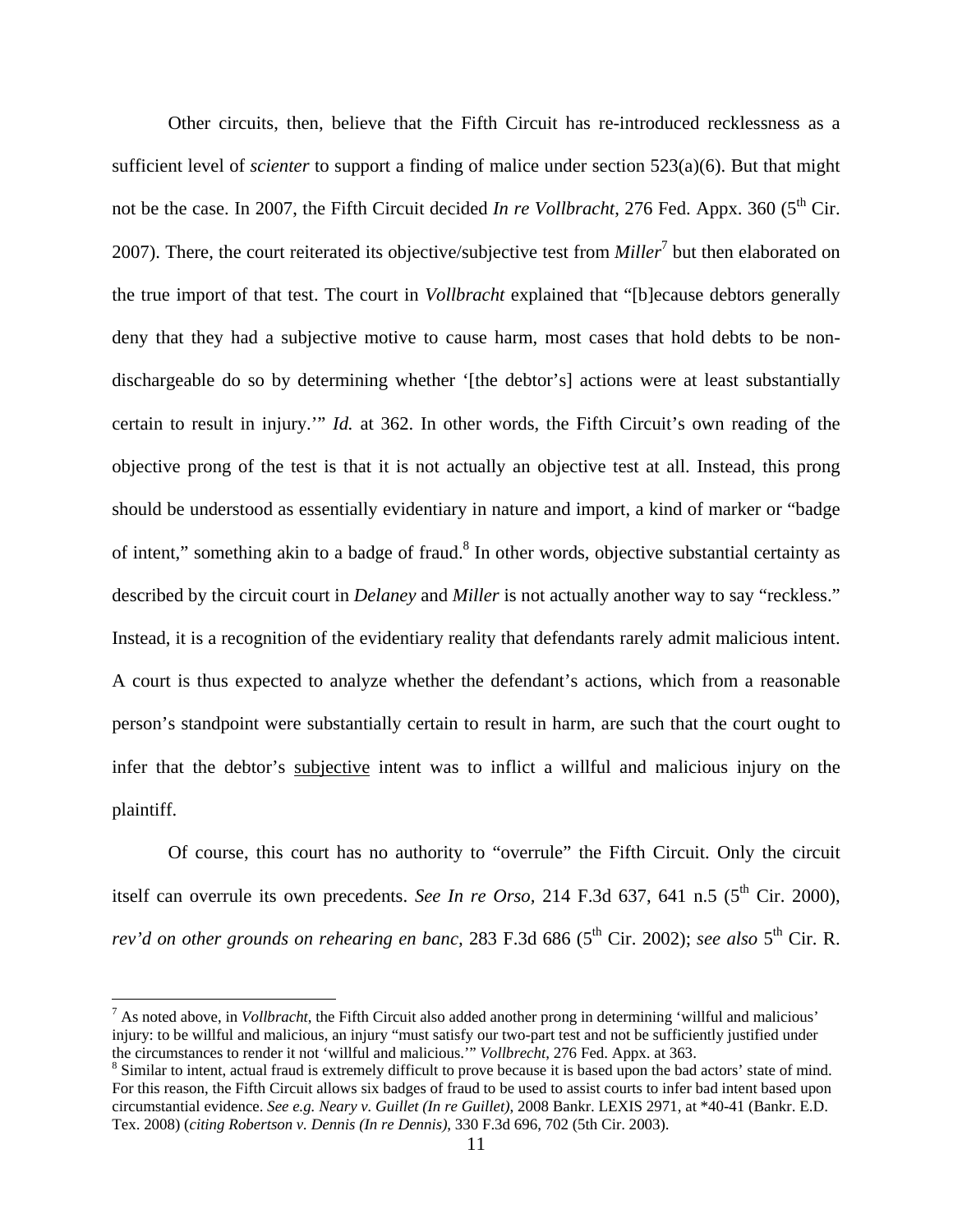Other circuits, then, believe that the Fifth Circuit has re-introduced recklessness as a sufficient level of *scienter* to support a finding of malice under section 523(a)(6). But that might not be the case. In 2007, the Fifth Circuit decided *In re Vollbracht*, 276 Fed. Appx. 360 (5th Cir. 2007). There, the court reiterated its objective/subjective test from *Miller*[7] but then elaborated on the true import of that test. The court in *Vollbracht* explained that "[b]ecause debtors generally deny that they had a subjective motive to cause harm, most cases that hold debts to be non-dischargeable do so by determining whether '[the debtor's] actions were at least substantially certain to result in injury.'" *Id.* at 362. In other words, the Fifth Circuit's own reading of the objective prong of the test is that it is not actually an objective test at all. Instead, this prong should be understood as essentially evidentiary in nature and import, a kind of marker or "badge of intent," something akin to a badge of fraud.[8] In other words, objective substantial certainty as described by the circuit court in *Delaney* and *Miller* is not actually another way to say "reckless." Instead, it is a recognition of the evidentiary reality that defendants rarely admit malicious intent. A court is thus expected to analyze whether the defendant's actions, which from a reasonable person's standpoint were substantially certain to result in harm, are such that the court ought to infer that the debtor's <u>subjective</u> intent was to inflict a willful and malicious injury on the plaintiff.

Of course, this court has no authority to "overrule" the Fifth Circuit. Only the circuit itself can overrule its own precedents. *See In re Orso*, 214 F.3d 637, 641 n.5 (5th Cir. 2000), *rev'd on other grounds on rehearing en banc*, 283 F.3d 686 (5th Cir. 2002); *see also* 5th Cir. R.

---

[7] As noted above, in *Vollbracht*, the Fifth Circuit also added another prong in determining 'willful and malicious' injury: to be willful and malicious, an injury "must satisfy our two-part test and not be sufficiently justified under the circumstances to render it not 'willful and malicious.'" *Vollbrecht*, 276 Fed. Appx. at 363.

[8] Similar to intent, actual fraud is extremely difficult to prove because it is based upon the bad actors' state of mind. For this reason, the Fifth Circuit allows six badges of fraud to be used to assist courts to infer bad intent based upon circumstantial evidence. *See e.g. Neary v. Guillet (In re Guillet)*, 2008 Bankr. LEXIS 2971, at *40-41 (Bankr. E.D. Tex. 2008) (*citing Robertson v. Dennis (In re Dennis)*, 330 F.3d 696, 702 (5th Cir. 2003).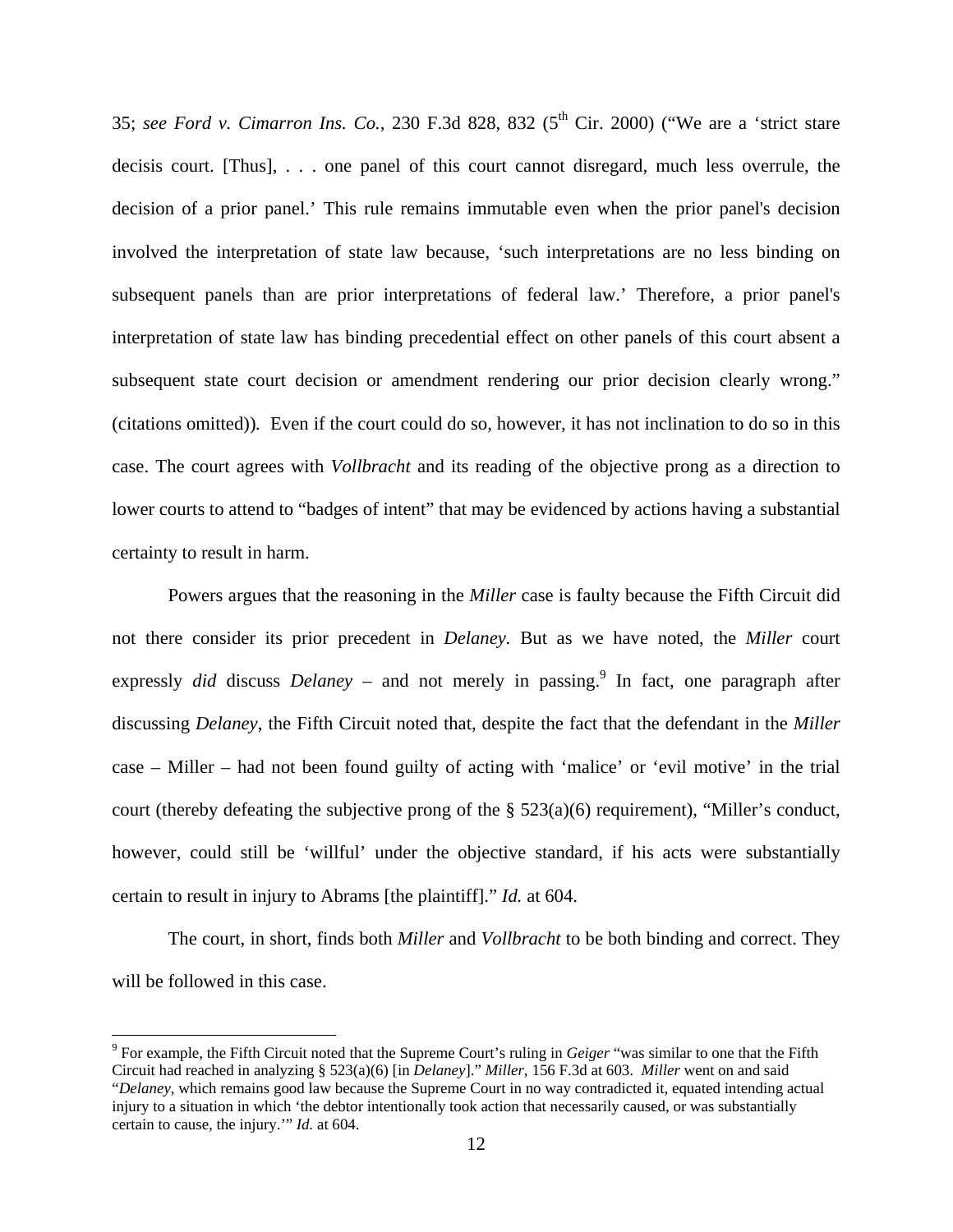35; *see Ford v. Cimarron Ins. Co.*, 230 F.3d 828, 832 (5th Cir. 2000) ("We are a 'strict stare decisis court. [Thus], . . . one panel of this court cannot disregard, much less overrule, the decision of a prior panel.' This rule remains immutable even when the prior panel's decision involved the interpretation of state law because, 'such interpretations are no less binding on subsequent panels than are prior interpretations of federal law.' Therefore, a prior panel's interpretation of state law has binding precedential effect on other panels of this court absent a subsequent state court decision or amendment rendering our prior decision clearly wrong." (citations omitted)). Even if the court could do so, however, it has not inclination to do so in this case. The court agrees with *Vollbracht* and its reading of the objective prong as a direction to lower courts to attend to "badges of intent" that may be evidenced by actions having a substantial certainty to result in harm.

Powers argues that the reasoning in the *Miller* case is faulty because the Fifth Circuit did not there consider its prior precedent in *Delaney*. But as we have noted, the *Miller* court expressly *did* discuss *Delaney* – and not merely in passing.[9] In fact, one paragraph after discussing *Delaney*, the Fifth Circuit noted that, despite the fact that the defendant in the *Miller* case – Miller – had not been found guilty of acting with 'malice' or 'evil motive' in the trial court (thereby defeating the subjective prong of the § 523(a)(6) requirement), "Miller's conduct, however, could still be 'willful' under the objective standard, if his acts were substantially certain to result in injury to Abrams [the plaintiff]." *Id.* at 604.

The court, in short, finds both *Miller* and *Vollbracht* to be both binding and correct. They will be followed in this case.

[9] For example, the Fifth Circuit noted that the Supreme Court's ruling in *Geiger* "was similar to one that the Fifth Circuit had reached in analyzing § 523(a)(6) [in *Delaney*]." *Miller*, 156 F.3d at 603. *Miller* went on and said "*Delaney*, which remains good law because the Supreme Court in no way contradicted it, equated intending actual injury to a situation in which 'the debtor intentionally took action that necessarily caused, or was substantially certain to cause, the injury.'" *Id.* at 604.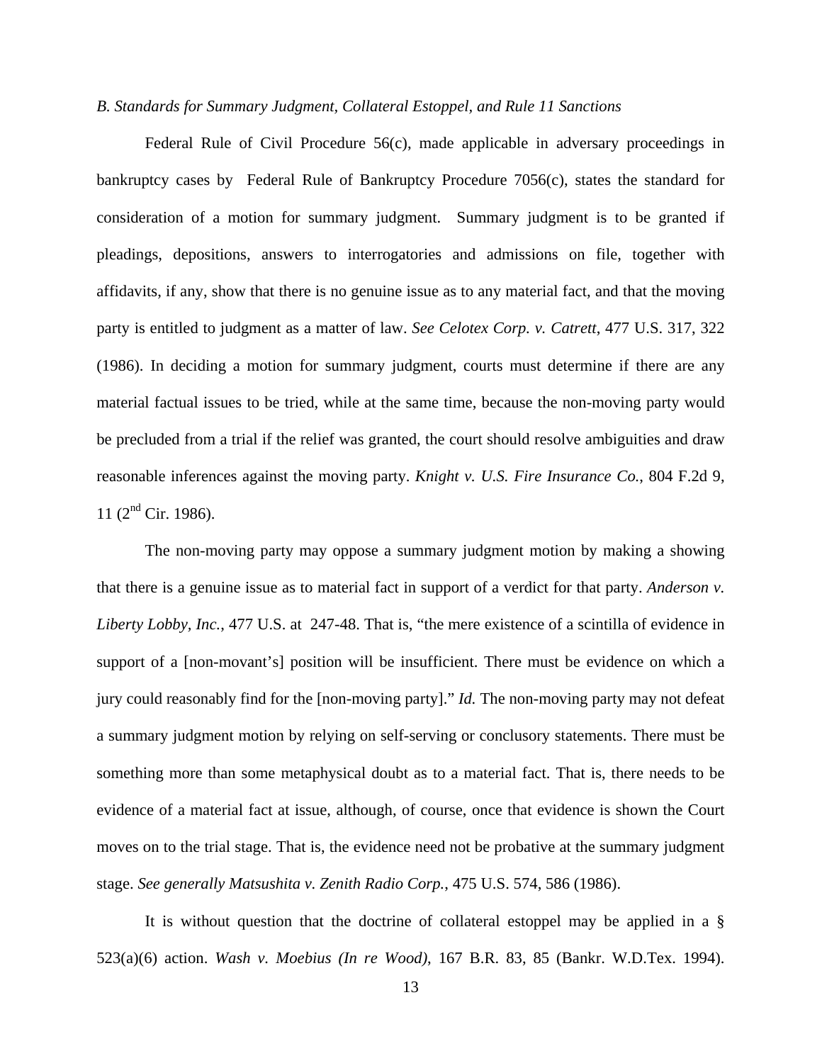*B. Standards for Summary Judgment, Collateral Estoppel, and Rule 11 Sanctions*

Federal Rule of Civil Procedure 56(c), made applicable in adversary proceedings in bankruptcy cases by Federal Rule of Bankruptcy Procedure 7056(c), states the standard for consideration of a motion for summary judgment. Summary judgment is to be granted if pleadings, depositions, answers to interrogatories and admissions on file, together with affidavits, if any, show that there is no genuine issue as to any material fact, and that the moving party is entitled to judgment as a matter of law. *See Celotex Corp. v. Catrett*, 477 U.S. 317, 322 (1986). In deciding a motion for summary judgment, courts must determine if there are any material factual issues to be tried, while at the same time, because the non-moving party would be precluded from a trial if the relief was granted, the court should resolve ambiguities and draw reasonable inferences against the moving party. *Knight v. U.S. Fire Insurance Co.*, 804 F.2d 9, 11 (2nd Cir. 1986).

The non-moving party may oppose a summary judgment motion by making a showing that there is a genuine issue as to material fact in support of a verdict for that party. *Anderson v. Liberty Lobby, Inc.*, 477 U.S. at 247-48. That is, "the mere existence of a scintilla of evidence in support of a [non-movant's] position will be insufficient. There must be evidence on which a jury could reasonably find for the [non-moving party]." *Id.* The non-moving party may not defeat a summary judgment motion by relying on self-serving or conclusory statements. There must be something more than some metaphysical doubt as to a material fact. That is, there needs to be evidence of a material fact at issue, although, of course, once that evidence is shown the Court moves on to the trial stage. That is, the evidence need not be probative at the summary judgment stage. *See generally Matsushita v. Zenith Radio Corp.*, 475 U.S. 574, 586 (1986).

It is without question that the doctrine of collateral estoppel may be applied in a § 523(a)(6) action. *Wash v. Moebius (In re Wood)*, 167 B.R. 83, 85 (Bankr. W.D.Tex. 1994).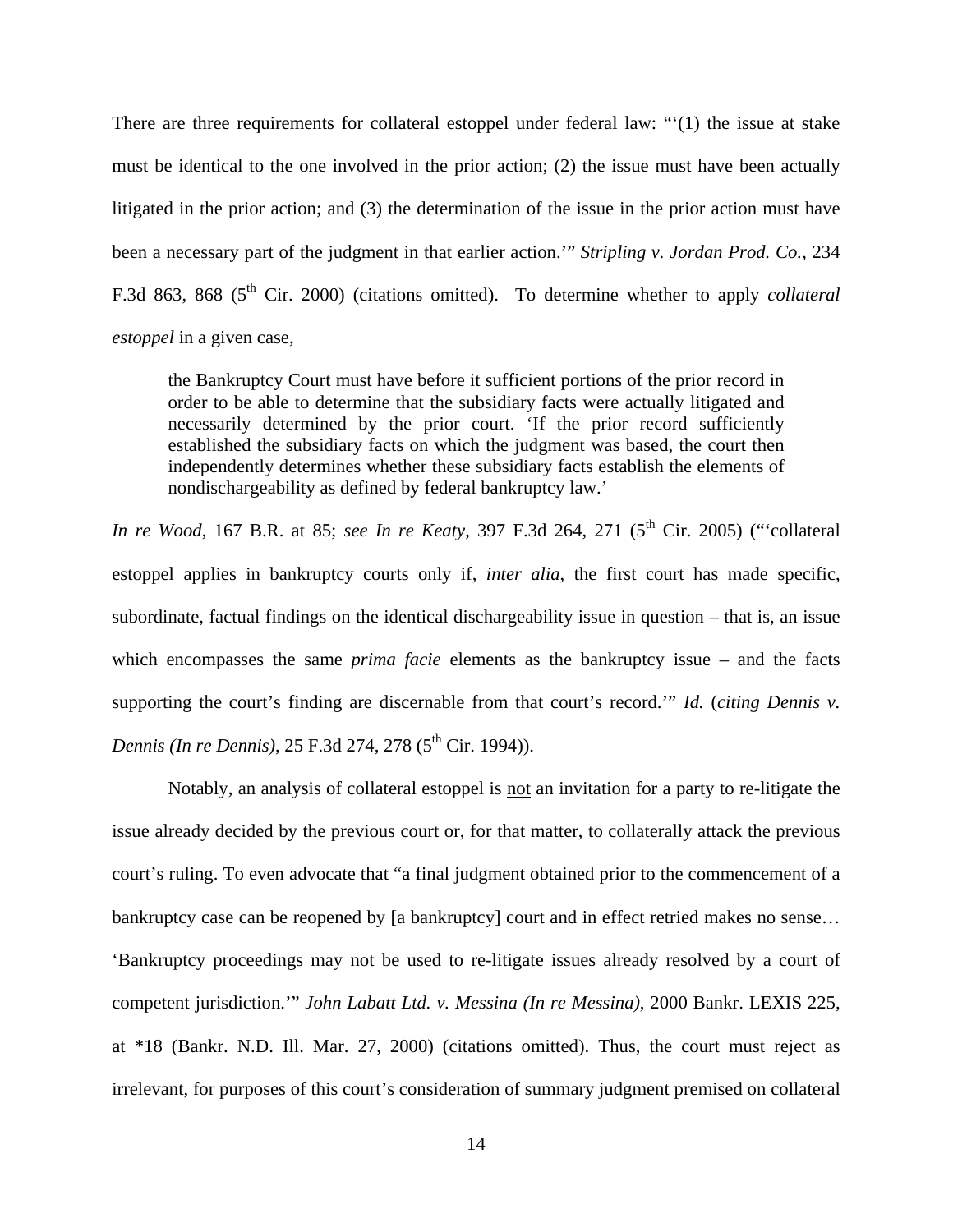There are three requirements for collateral estoppel under federal law: "'(1) the issue at stake must be identical to the one involved in the prior action; (2) the issue must have been actually litigated in the prior action; and (3) the determination of the issue in the prior action must have been a necessary part of the judgment in that earlier action.'" *Stripling v. Jordan Prod. Co.*, 234 F.3d 863, 868 (5th Cir. 2000) (citations omitted). To determine whether to apply *collateral estoppel* in a given case,

> the Bankruptcy Court must have before it sufficient portions of the prior record in order to be able to determine that the subsidiary facts were actually litigated and necessarily determined by the prior court. 'If the prior record sufficiently established the subsidiary facts on which the judgment was based, the court then independently determines whether these subsidiary facts establish the elements of nondischargeability as defined by federal bankruptcy law.'

*In re Wood*, 167 B.R. at 85; *see In re Keaty*, 397 F.3d 264, 271 (5th Cir. 2005) ("'collateral estoppel applies in bankruptcy courts only if, *inter alia*, the first court has made specific, subordinate, factual findings on the identical dischargeability issue in question – that is, an issue which encompasses the same *prima facie* elements as the bankruptcy issue – and the facts supporting the court's finding are discernable from that court's record.'" *Id.* (*citing Dennis v. Dennis (In re Dennis)*, 25 F.3d 274, 278 (5th Cir. 1994)).

Notably, an analysis of collateral estoppel is <u>not</u> an invitation for a party to re-litigate the issue already decided by the previous court or, for that matter, to collaterally attack the previous court's ruling. To even advocate that "a final judgment obtained prior to the commencement of a bankruptcy case can be reopened by [a bankruptcy] court and in effect retried makes no sense… 'Bankruptcy proceedings may not be used to re-litigate issues already resolved by a court of competent jurisdiction.'" *John Labatt Ltd. v. Messina (In re Messina)*, 2000 Bankr. LEXIS 225, at *18 (Bankr. N.D. Ill. Mar. 27, 2000) (citations omitted). Thus, the court must reject as irrelevant, for purposes of this court's consideration of summary judgment premised on collateral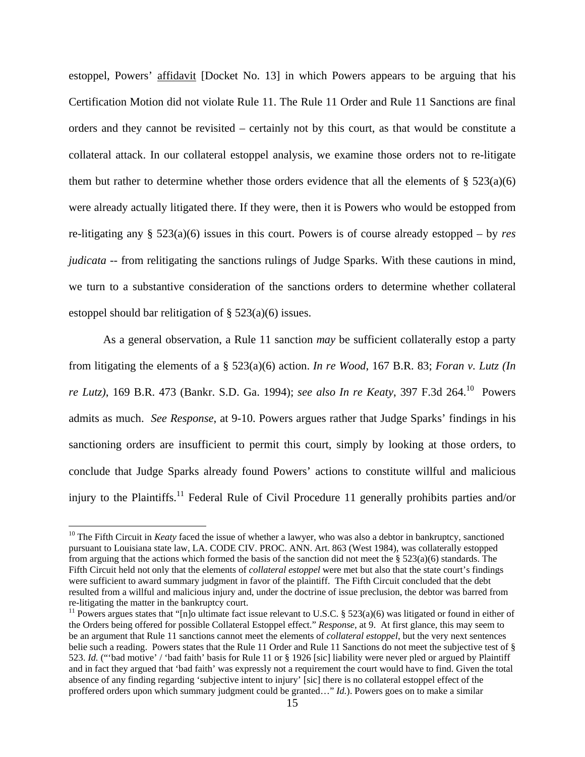estoppel, Powers' affidavit [Docket No. 13] in which Powers appears to be arguing that his Certification Motion did not violate Rule 11. The Rule 11 Order and Rule 11 Sanctions are final orders and they cannot be revisited – certainly not by this court, as that would be constitute a collateral attack. In our collateral estoppel analysis, we examine those orders not to re-litigate them but rather to determine whether those orders evidence that all the elements of § 523(a)(6) were already actually litigated there. If they were, then it is Powers who would be estopped from re-litigating any § 523(a)(6) issues in this court. Powers is of course already estopped – by *res judicata* -- from relitigating the sanctions rulings of Judge Sparks. With these cautions in mind, we turn to a substantive consideration of the sanctions orders to determine whether collateral estoppel should bar relitigation of § 523(a)(6) issues.

As a general observation, a Rule 11 sanction *may* be sufficient collaterally estop a party from litigating the elements of a § 523(a)(6) action. *In re Wood*, 167 B.R. 83; *Foran v. Lutz (In re Lutz)*, 169 B.R. 473 (Bankr. S.D. Ga. 1994); *see also In re Keaty*, 397 F.3d 264.[10] Powers admits as much. *See Response*, at 9-10. Powers argues rather that Judge Sparks' findings in his sanctioning orders are insufficient to permit this court, simply by looking at those orders, to conclude that Judge Sparks already found Powers' actions to constitute willful and malicious injury to the Plaintiffs.[11] Federal Rule of Civil Procedure 11 generally prohibits parties and/or

[10] The Fifth Circuit in *Keaty* faced the issue of whether a lawyer, who was also a debtor in bankruptcy, sanctioned pursuant to Louisiana state law, LA. CODE CIV. PROC. ANN. Art. 863 (West 1984), was collaterally estopped from arguing that the actions which formed the basis of the sanction did not meet the § 523(a)(6) standards. The Fifth Circuit held not only that the elements of *collateral estoppel* were met but also that the state court's findings were sufficient to award summary judgment in favor of the plaintiff. The Fifth Circuit concluded that the debt resulted from a willful and malicious injury and, under the doctrine of issue preclusion, the debtor was barred from re-litigating the matter in the bankruptcy court.

[11] Powers argues states that "[n]o ultimate fact issue relevant to U.S.C. § 523(a)(6) was litigated or found in either of the Orders being offered for possible Collateral Estoppel effect." *Response*, at 9. At first glance, this may seem to be an argument that Rule 11 sanctions cannot meet the elements of *collateral estoppel*, but the very next sentences belie such a reading. Powers states that the Rule 11 Order and Rule 11 Sanctions do not meet the subjective test of § 523. *Id.* ("'bad motive' / 'bad faith' basis for Rule 11 or § 1926 [sic] liability were never pled or argued by Plaintiff and in fact they argued that 'bad faith' was expressly not a requirement the court would have to find. Given the total absence of any finding regarding 'subjective intent to injury' [sic] there is no collateral estoppel effect of the proffered orders upon which summary judgment could be granted…" *Id.*). Powers goes on to make a similar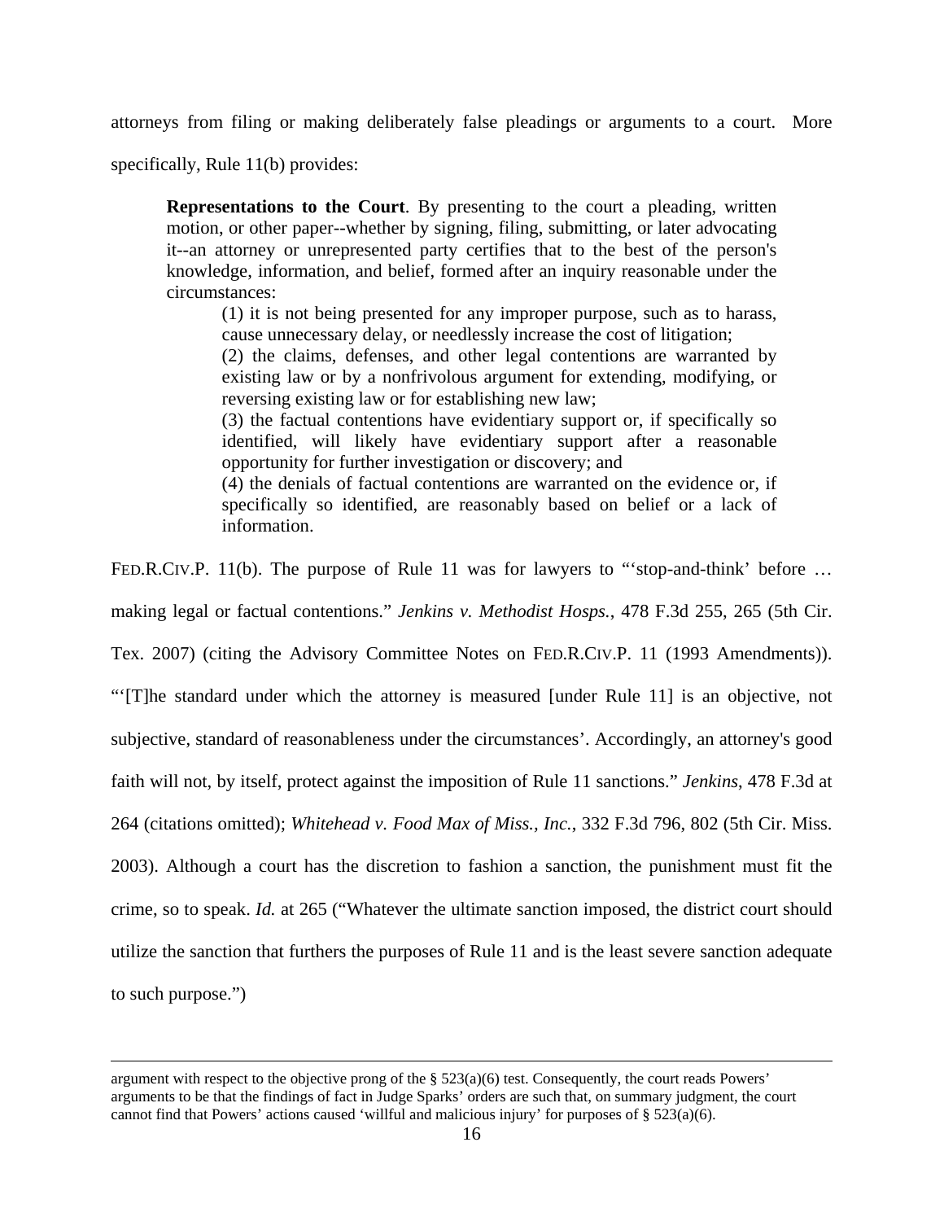attorneys from filing or making deliberately false pleadings or arguments to a court. More specifically, Rule 11(b) provides:

> **Representations to the Court**. By presenting to the court a pleading, written motion, or other paper--whether by signing, filing, submitting, or later advocating it--an attorney or unrepresented party certifies that to the best of the person's knowledge, information, and belief, formed after an inquiry reasonable under the circumstances:
>
> (1) it is not being presented for any improper purpose, such as to harass, cause unnecessary delay, or needlessly increase the cost of litigation;
>
> (2) the claims, defenses, and other legal contentions are warranted by existing law or by a nonfrivolous argument for extending, modifying, or reversing existing law or for establishing new law;
>
> (3) the factual contentions have evidentiary support or, if specifically so identified, will likely have evidentiary support after a reasonable opportunity for further investigation or discovery; and
>
> (4) the denials of factual contentions are warranted on the evidence or, if specifically so identified, are reasonably based on belief or a lack of information.

FED.R.CIV.P. 11(b). The purpose of Rule 11 was for lawyers to "'stop-and-think' before … making legal or factual contentions." *Jenkins v. Methodist Hosps.*, 478 F.3d 255, 265 (5th Cir. Tex. 2007) (citing the Advisory Committee Notes on FED.R.CIV.P. 11 (1993 Amendments)). "'[T]he standard under which the attorney is measured [under Rule 11] is an objective, not subjective, standard of reasonableness under the circumstances'. Accordingly, an attorney's good faith will not, by itself, protect against the imposition of Rule 11 sanctions." *Jenkins*, 478 F.3d at 264 (citations omitted); *Whitehead v. Food Max of Miss., Inc.*, 332 F.3d 796, 802 (5th Cir. Miss. 2003). Although a court has the discretion to fashion a sanction, the punishment must fit the crime, so to speak. *Id.* at 265 ("Whatever the ultimate sanction imposed, the district court should utilize the sanction that furthers the purposes of Rule 11 and is the least severe sanction adequate to such purpose.")

---

argument with respect to the objective prong of the § 523(a)(6) test. Consequently, the court reads Powers' arguments to be that the findings of fact in Judge Sparks' orders are such that, on summary judgment, the court cannot find that Powers' actions caused 'willful and malicious injury' for purposes of § 523(a)(6).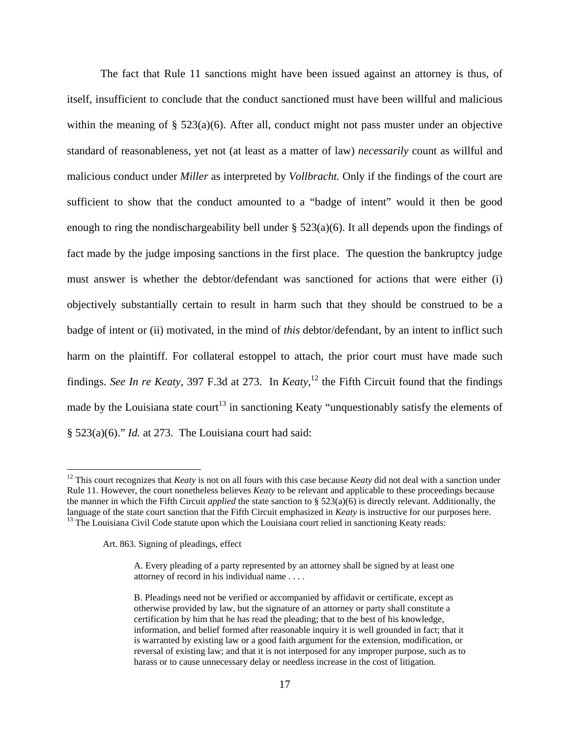The fact that Rule 11 sanctions might have been issued against an attorney is thus, of itself, insufficient to conclude that the conduct sanctioned must have been willful and malicious within the meaning of § 523(a)(6). After all, conduct might not pass muster under an objective standard of reasonableness, yet not (at least as a matter of law) *necessarily* count as willful and malicious conduct under *Miller* as interpreted by *Vollbracht.* Only if the findings of the court are sufficient to show that the conduct amounted to a "badge of intent" would it then be good enough to ring the nondischargeability bell under § 523(a)(6). It all depends upon the findings of fact made by the judge imposing sanctions in the first place. The question the bankruptcy judge must answer is whether the debtor/defendant was sanctioned for actions that were either (i) objectively substantially certain to result in harm such that they should be construed to be a badge of intent or (ii) motivated, in the mind of *this* debtor/defendant, by an intent to inflict such harm on the plaintiff. For collateral estoppel to attach, the prior court must have made such findings. *See In re Keaty*, 397 F.3d at 273. In *Keaty*,[12] the Fifth Circuit found that the findings made by the Louisiana state court[13] in sanctioning Keaty "unquestionably satisfy the elements of § 523(a)(6)." *Id.* at 273. The Louisiana court had said:

---

[12] This court recognizes that *Keaty* is not on all fours with this case because *Keaty* did not deal with a sanction under Rule 11. However, the court nonetheless believes *Keaty* to be relevant and applicable to these proceedings because the manner in which the Fifth Circuit *applied* the state sanction to § 523(a)(6) is directly relevant. Additionally, the language of the state court sanction that the Fifth Circuit emphasized in *Keaty* is instructive for our purposes here.

[13] The Louisiana Civil Code statute upon which the Louisiana court relied in sanctioning Keaty reads:

> Art. 863. Signing of pleadings, effect
>
> > A. Every pleading of a party represented by an attorney shall be signed by at least one attorney of record in his individual name . . . .
> >
> > B. Pleadings need not be verified or accompanied by affidavit or certificate, except as otherwise provided by law, but the signature of an attorney or party shall constitute a certification by him that he has read the pleading; that to the best of his knowledge, information, and belief formed after reasonable inquiry it is well grounded in fact; that it is warranted by existing law or a good faith argument for the extension, modification, or reversal of existing law; and that it is not interposed for any improper purpose, such as to harass or to cause unnecessary delay or needless increase in the cost of litigation.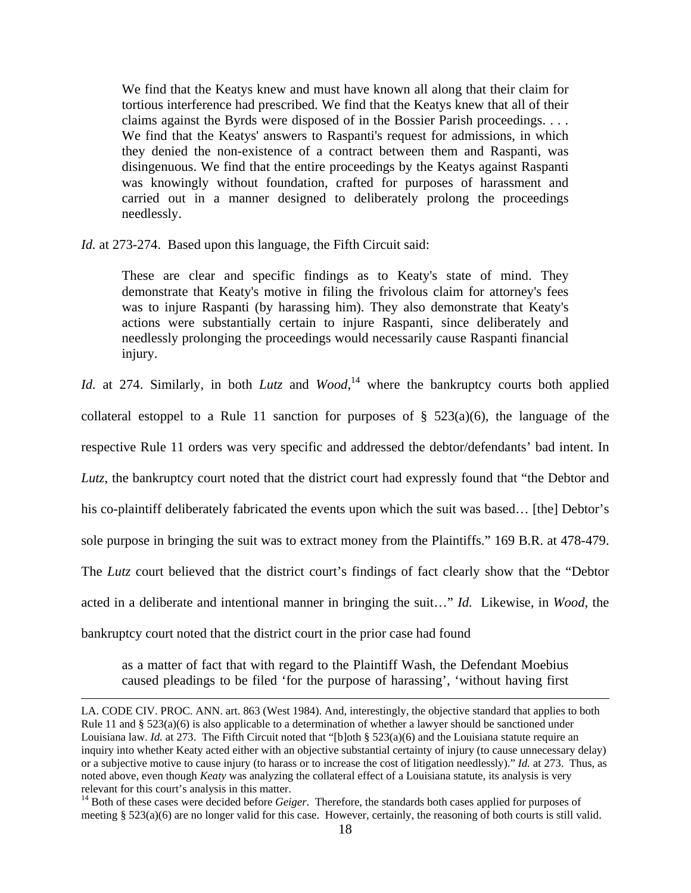> We find that the Keatys knew and must have known all along that their claim for tortious interference had prescribed. We find that the Keatys knew that all of their claims against the Byrds were disposed of in the Bossier Parish proceedings. . . . We find that the Keatys' answers to Raspanti's request for admissions, in which they denied the non-existence of a contract between them and Raspanti, was disingenuous. We find that the entire proceedings by the Keatys against Raspanti was knowingly without foundation, crafted for purposes of harassment and carried out in a manner designed to deliberately prolong the proceedings needlessly.

*Id.* at 273-274. Based upon this language, the Fifth Circuit said:

> These are clear and specific findings as to Keaty's state of mind. They demonstrate that Keaty's motive in filing the frivolous claim for attorney's fees was to injure Raspanti (by harassing him). They also demonstrate that Keaty's actions were substantially certain to injure Raspanti, since deliberately and needlessly prolonging the proceedings would necessarily cause Raspanti financial injury.

*Id.* at 274. Similarly, in both *Lutz* and *Wood*,[14] where the bankruptcy courts both applied collateral estoppel to a Rule 11 sanction for purposes of § 523(a)(6), the language of the respective Rule 11 orders was very specific and addressed the debtor/defendants' bad intent. In *Lutz*, the bankruptcy court noted that the district court had expressly found that "the Debtor and his co-plaintiff deliberately fabricated the events upon which the suit was based… [the] Debtor's sole purpose in bringing the suit was to extract money from the Plaintiffs." 169 B.R. at 478-479. The *Lutz* court believed that the district court's findings of fact clearly show that the "Debtor acted in a deliberate and intentional manner in bringing the suit…" *Id.* Likewise, in *Wood*, the bankruptcy court noted that the district court in the prior case had found

> as a matter of fact that with regard to the Plaintiff Wash, the Defendant Moebius caused pleadings to be filed 'for the purpose of harassing', 'without having first

---

LA. CODE CIV. PROC. ANN. art. 863 (West 1984). And, interestingly, the objective standard that applies to both Rule 11 and § 523(a)(6) is also applicable to a determination of whether a lawyer should be sanctioned under Louisiana law. *Id.* at 273. The Fifth Circuit noted that "[b]oth § 523(a)(6) and the Louisiana statute require an inquiry into whether Keaty acted either with an objective substantial certainty of injury (to cause unnecessary delay) or a subjective motive to cause injury (to harass or to increase the cost of litigation needlessly)." *Id.* at 273. Thus, as noted above, even though *Keaty* was analyzing the collateral effect of a Louisiana statute, its analysis is very relevant for this court's analysis in this matter.

[14] Both of these cases were decided before *Geiger*. Therefore, the standards both cases applied for purposes of meeting § 523(a)(6) are no longer valid for this case. However, certainly, the reasoning of both courts is still valid.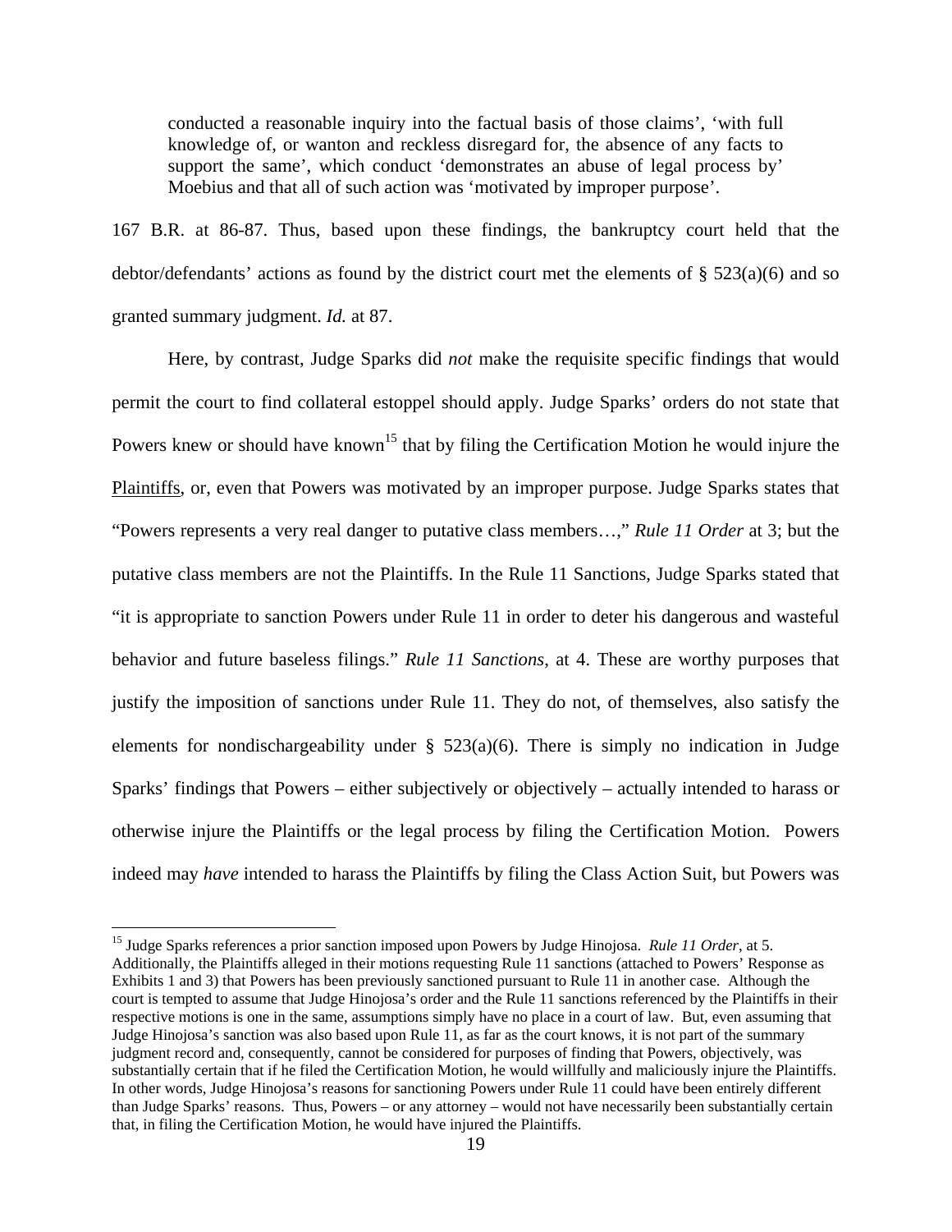> conducted a reasonable inquiry into the factual basis of those claims', 'with full knowledge of, or wanton and reckless disregard for, the absence of any facts to support the same', which conduct 'demonstrates an abuse of legal process by' Moebius and that all of such action was 'motivated by improper purpose'.

167 B.R. at 86-87. Thus, based upon these findings, the bankruptcy court held that the debtor/defendants' actions as found by the district court met the elements of § 523(a)(6) and so granted summary judgment. *Id.* at 87.

Here, by contrast, Judge Sparks did *not* make the requisite specific findings that would permit the court to find collateral estoppel should apply. Judge Sparks' orders do not state that Powers knew or should have known[15] that by filing the Certification Motion he would injure the Plaintiffs, or, even that Powers was motivated by an improper purpose. Judge Sparks states that "Powers represents a very real danger to putative class members…," *Rule 11 Order* at 3; but the putative class members are not the Plaintiffs. In the Rule 11 Sanctions, Judge Sparks stated that "it is appropriate to sanction Powers under Rule 11 in order to deter his dangerous and wasteful behavior and future baseless filings." *Rule 11 Sanctions*, at 4. These are worthy purposes that justify the imposition of sanctions under Rule 11. They do not, of themselves, also satisfy the elements for nondischargeability under § 523(a)(6). There is simply no indication in Judge Sparks' findings that Powers – either subjectively or objectively – actually intended to harass or otherwise injure the Plaintiffs or the legal process by filing the Certification Motion. Powers indeed may *have* intended to harass the Plaintiffs by filing the Class Action Suit, but Powers was

---

[15] Judge Sparks references a prior sanction imposed upon Powers by Judge Hinojosa. *Rule 11 Order*, at 5. Additionally, the Plaintiffs alleged in their motions requesting Rule 11 sanctions (attached to Powers' Response as Exhibits 1 and 3) that Powers has been previously sanctioned pursuant to Rule 11 in another case. Although the court is tempted to assume that Judge Hinojosa's order and the Rule 11 sanctions referenced by the Plaintiffs in their respective motions is one in the same, assumptions simply have no place in a court of law. But, even assuming that Judge Hinojosa's sanction was also based upon Rule 11, as far as the court knows, it is not part of the summary judgment record and, consequently, cannot be considered for purposes of finding that Powers, objectively, was substantially certain that if he filed the Certification Motion, he would willfully and maliciously injure the Plaintiffs. In other words, Judge Hinojosa's reasons for sanctioning Powers under Rule 11 could have been entirely different than Judge Sparks' reasons. Thus, Powers – or any attorney – would not have necessarily been substantially certain that, in filing the Certification Motion, he would have injured the Plaintiffs.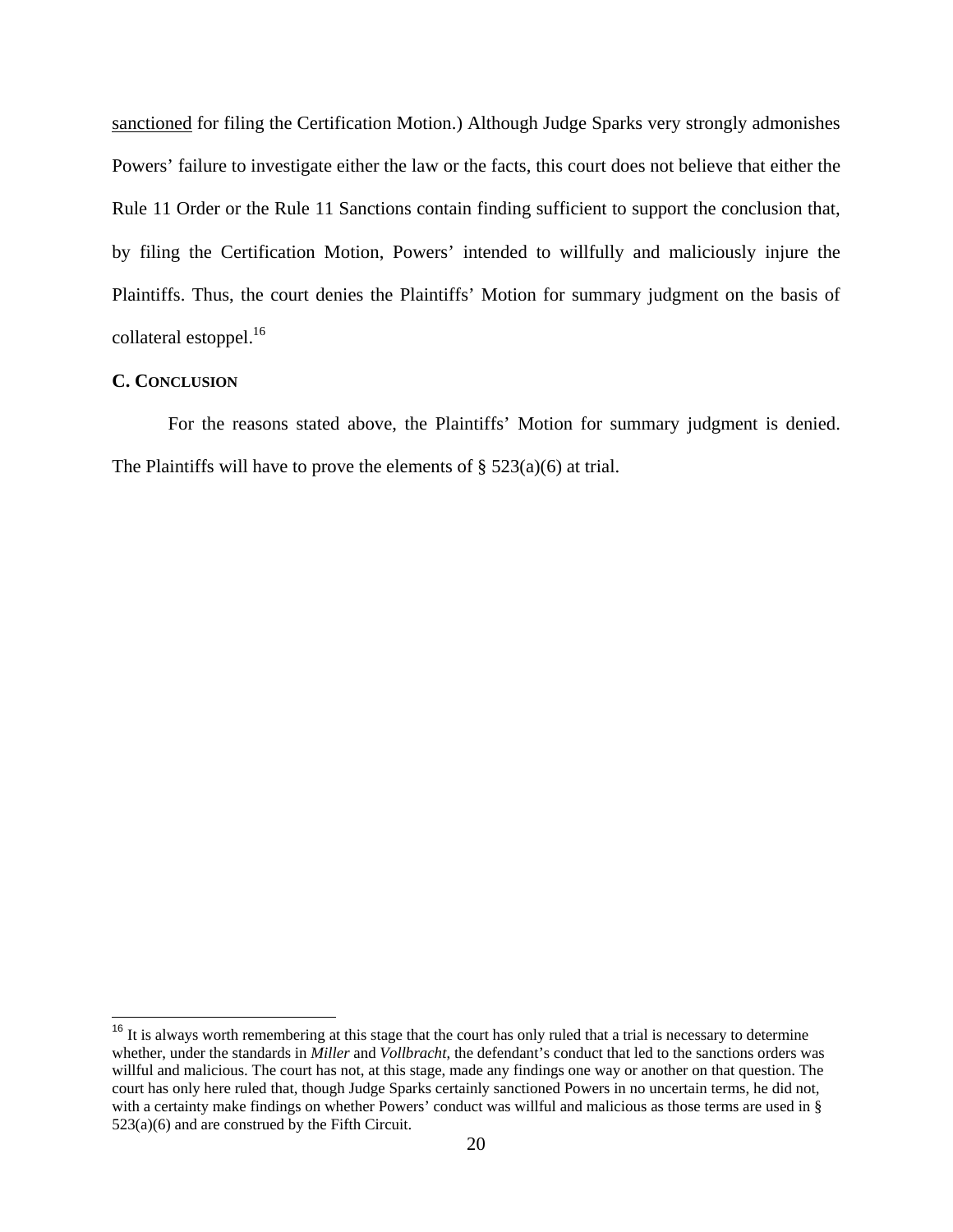sanctioned for filing the Certification Motion.) Although Judge Sparks very strongly admonishes Powers' failure to investigate either the law or the facts, this court does not believe that either the Rule 11 Order or the Rule 11 Sanctions contain finding sufficient to support the conclusion that, by filing the Certification Motion, Powers' intended to willfully and maliciously injure the Plaintiffs. Thus, the court denies the Plaintiffs' Motion for summary judgment on the basis of collateral estoppel.[16]

**C. CONCLUSION**

For the reasons stated above, the Plaintiffs' Motion for summary judgment is denied. The Plaintiffs will have to prove the elements of § 523(a)(6) at trial.

---

[16] It is always worth remembering at this stage that the court has only ruled that a trial is necessary to determine whether, under the standards in *Miller* and *Vollbracht*, the defendant's conduct that led to the sanctions orders was willful and malicious. The court has not, at this stage, made any findings one way or another on that question. The court has only here ruled that, though Judge Sparks certainly sanctioned Powers in no uncertain terms, he did not, with a certainty make findings on whether Powers' conduct was willful and malicious as those terms are used in § 523(a)(6) and are construed by the Fifth Circuit.